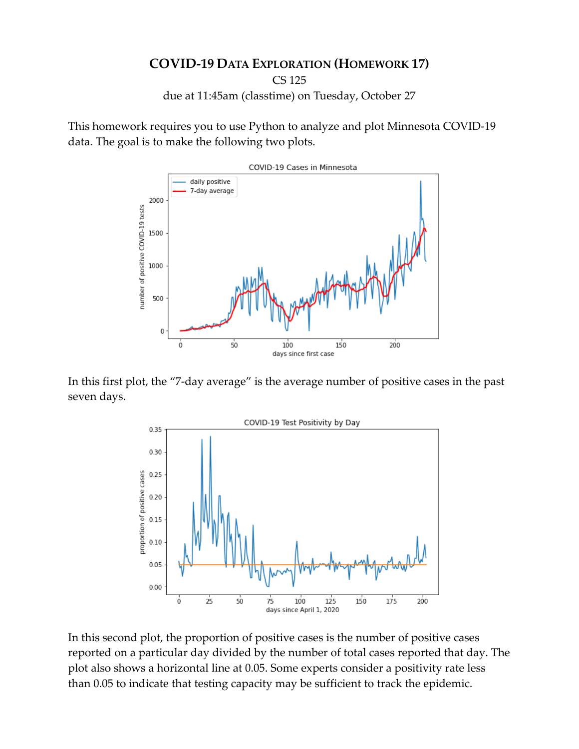# COVID-19 Data Exploration (Homework 17)

CS 125

due at 11:45am (classtime) on Tuesday, October 27

This homework requires you to use Python to analyze and plot Minnesota COVID-19 data. The goal is to make the following two plots.

In this first plot, the "7-day average" is the average number of positive cases in the past seven days.

In this second plot, the proportion of positive cases is the number of positive cases reported on a particular day divided by the number of total cases reported that day. The plot also shows a horizontal line at 0.05. Some experts consider a positivity rate less than 0.05 to indicate that testing capacity may be sufficient to track the epidemic.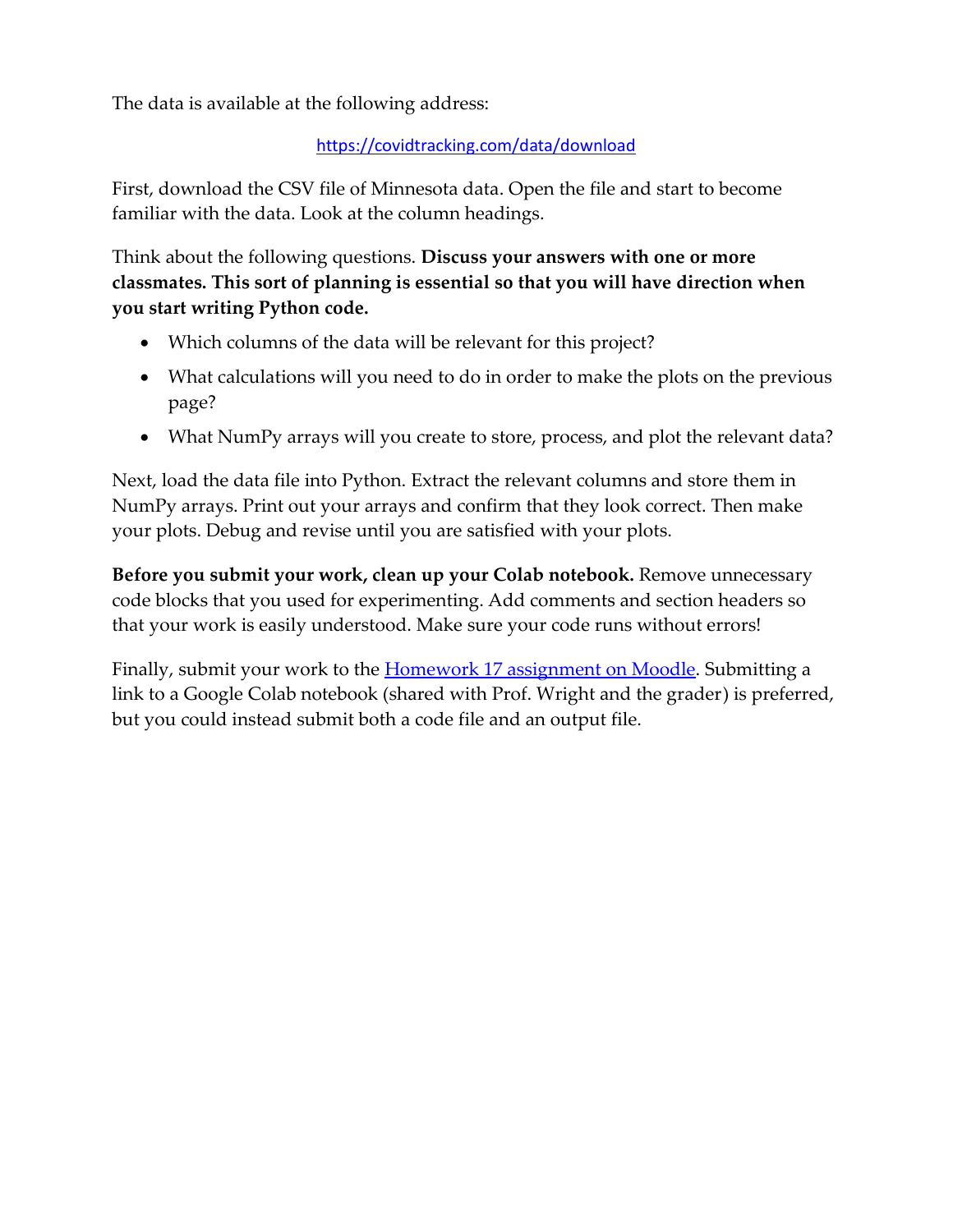The data is available at the following address:

[https://covidtracking.com/data/download](https://covidtracking.com/data/download)

First, download the CSV file of Minnesota data. Open the file and start to become familiar with the data. Look at the column headings.

Think about the following questions. **Discuss your answers with one or more classmates. This sort of planning is essential so that you will have direction when you start writing Python code.**

- Which columns of the data will be relevant for this project?
- What calculations will you need to do in order to make the plots on the previous page?
- What NumPy arrays will you create to store, process, and plot the relevant data?

Next, load the data file into Python. Extract the relevant columns and store them in NumPy arrays. Print out your arrays and confirm that they look correct. Then make your plots. Debug and revise until you are satisfied with your plots.

**Before you submit your work, clean up your Colab notebook.** Remove unnecessary code blocks that you used for experimenting. Add comments and section headers so that your work is easily understood. Make sure your code runs without errors!

Finally, submit your work to the Homework 17 assignment on Moodle. Submitting a link to a Google Colab notebook (shared with Prof. Wright and the grader) is preferred, but you could instead submit both a code file and an output file.